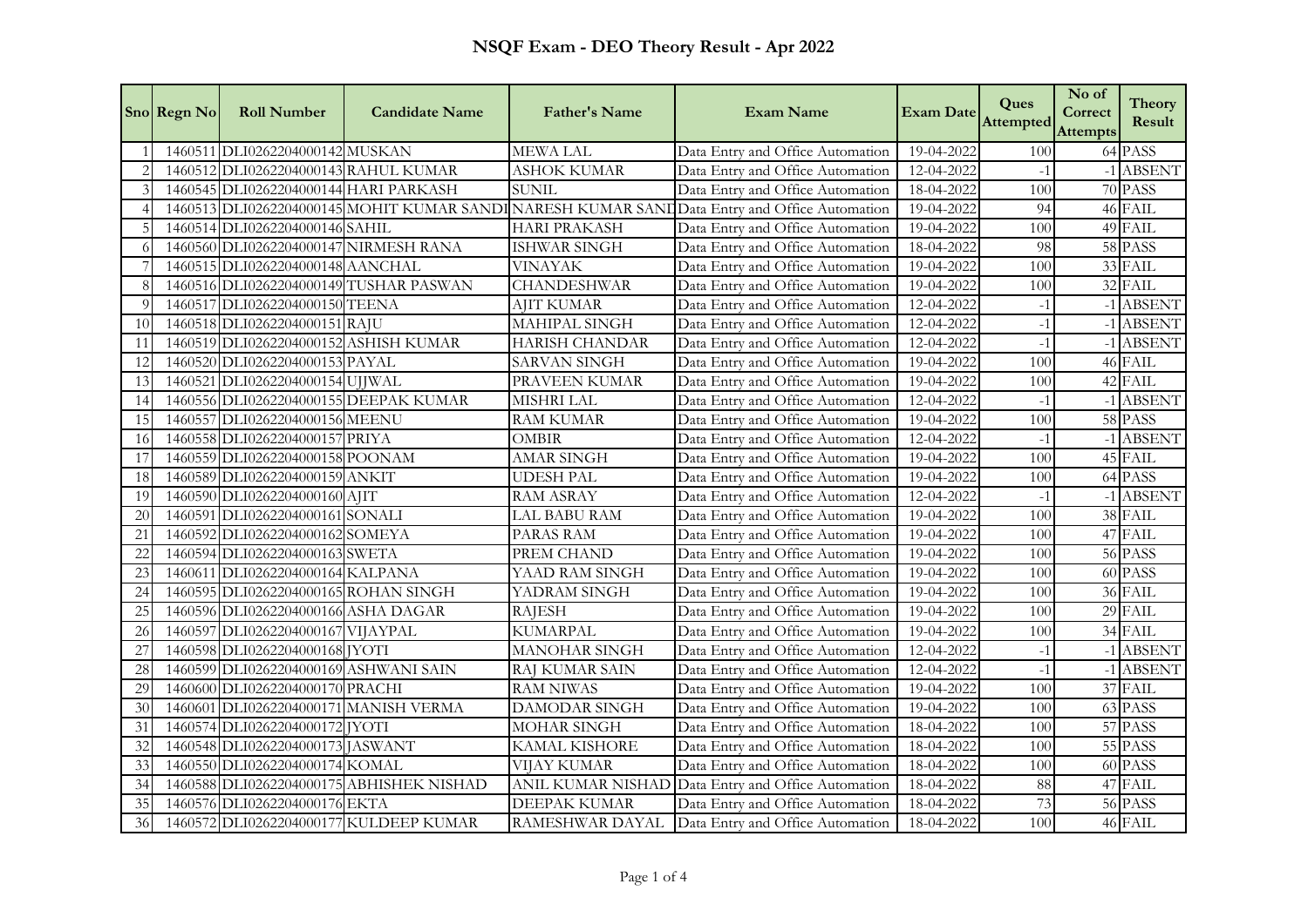# NSQF Exam - DEO Theory Result - Apr 2022

| Sno | Regn No | Roll Number | Candidate Name | Father's Name | Exam Name | Exam Date | Ques Attempted | No of Correct Attempts | Theory Result |
|---|---|---|---|---|---|---|---|---|---|
| 1 | 1460511 | DLI0262204000142 | MUSKAN | MEWA LAL | Data Entry and Office Automation | 19-04-2022 | 100 | 64 | PASS |
| 2 | 1460512 | DLI0262204000143 | RAHUL KUMAR | ASHOK KUMAR | Data Entry and Office Automation | 12-04-2022 | -1 | -1 | ABSENT |
| 3 | 1460545 | DLI0262204000144 | HARI PARKASH | SUNIL | Data Entry and Office Automation | 18-04-2022 | 100 | 70 | PASS |
| 4 | 1460513 | DLI0262204000145 | MOHIT KUMAR SANDI | NARESH KUMAR SANI | Data Entry and Office Automation | 19-04-2022 | 94 | 46 | FAIL |
| 5 | 1460514 | DLI0262204000146 | SAHIL | HARI PRAKASH | Data Entry and Office Automation | 19-04-2022 | 100 | 49 | FAIL |
| 6 | 1460560 | DLI0262204000147 | NIRMESH RANA | ISHWAR SINGH | Data Entry and Office Automation | 18-04-2022 | 98 | 58 | PASS |
| 7 | 1460515 | DLI0262204000148 | AANCHAL | VINAYAK | Data Entry and Office Automation | 19-04-2022 | 100 | 33 | FAIL |
| 8 | 1460516 | DLI0262204000149 | TUSHAR PASWAN | CHANDESHWAR | Data Entry and Office Automation | 19-04-2022 | 100 | 32 | FAIL |
| 9 | 1460517 | DLI0262204000150 | TEENA | AJIT KUMAR | Data Entry and Office Automation | 12-04-2022 | -1 | -1 | ABSENT |
| 10 | 1460518 | DLI0262204000151 | RAJU | MAHIPAL SINGH | Data Entry and Office Automation | 12-04-2022 | -1 | -1 | ABSENT |
| 11 | 1460519 | DLI0262204000152 | ASHISH KUMAR | HARISH CHANDAR | Data Entry and Office Automation | 12-04-2022 | -1 | -1 | ABSENT |
| 12 | 1460520 | DLI0262204000153 | PAYAL | SARVAN SINGH | Data Entry and Office Automation | 19-04-2022 | 100 | 46 | FAIL |
| 13 | 1460521 | DLI0262204000154 | UJJWAL | PRAVEEN KUMAR | Data Entry and Office Automation | 19-04-2022 | 100 | 42 | FAIL |
| 14 | 1460556 | DLI0262204000155 | DEEPAK KUMAR | MISHRI LAL | Data Entry and Office Automation | 12-04-2022 | -1 | -1 | ABSENT |
| 15 | 1460557 | DLI0262204000156 | MEENU | RAM KUMAR | Data Entry and Office Automation | 19-04-2022 | 100 | 58 | PASS |
| 16 | 1460558 | DLI0262204000157 | PRIYA | OMBIR | Data Entry and Office Automation | 12-04-2022 | -1 | -1 | ABSENT |
| 17 | 1460559 | DLI0262204000158 | POONAM | AMAR SINGH | Data Entry and Office Automation | 19-04-2022 | 100 | 45 | FAIL |
| 18 | 1460589 | DLI0262204000159 | ANKIT | UDESH PAL | Data Entry and Office Automation | 19-04-2022 | 100 | 64 | PASS |
| 19 | 1460590 | DLI0262204000160 | AJIT | RAM ASRAY | Data Entry and Office Automation | 12-04-2022 | -1 | -1 | ABSENT |
| 20 | 1460591 | DLI0262204000161 | SONALI | LAL BABU RAM | Data Entry and Office Automation | 19-04-2022 | 100 | 38 | FAIL |
| 21 | 1460592 | DLI0262204000162 | SOMEYA | PARAS RAM | Data Entry and Office Automation | 19-04-2022 | 100 | 47 | FAIL |
| 22 | 1460594 | DLI0262204000163 | SWETA | PREM CHAND | Data Entry and Office Automation | 19-04-2022 | 100 | 56 | PASS |
| 23 | 1460611 | DLI0262204000164 | KALPANA | YAAD RAM SINGH | Data Entry and Office Automation | 19-04-2022 | 100 | 60 | PASS |
| 24 | 1460595 | DLI0262204000165 | ROHAN SINGH | YADRAM SINGH | Data Entry and Office Automation | 19-04-2022 | 100 | 36 | FAIL |
| 25 | 1460596 | DLI0262204000166 | ASHA DAGAR | RAJESH | Data Entry and Office Automation | 19-04-2022 | 100 | 29 | FAIL |
| 26 | 1460597 | DLI0262204000167 | VIJAYPAL | KUMARPAL | Data Entry and Office Automation | 19-04-2022 | 100 | 34 | FAIL |
| 27 | 1460598 | DLI0262204000168 | JYOTI | MANOHAR SINGH | Data Entry and Office Automation | 12-04-2022 | -1 | -1 | ABSENT |
| 28 | 1460599 | DLI0262204000169 | ASHWANI SAIN | RAJ KUMAR SAIN | Data Entry and Office Automation | 12-04-2022 | -1 | -1 | ABSENT |
| 29 | 1460600 | DLI0262204000170 | PRACHI | RAM NIWAS | Data Entry and Office Automation | 19-04-2022 | 100 | 37 | FAIL |
| 30 | 1460601 | DLI0262204000171 | MANISH VERMA | DAMODAR SINGH | Data Entry and Office Automation | 19-04-2022 | 100 | 63 | PASS |
| 31 | 1460574 | DLI0262204000172 | JYOTI | MOHAR SINGH | Data Entry and Office Automation | 18-04-2022 | 100 | 57 | PASS |
| 32 | 1460548 | DLI0262204000173 | JASWANT | KAMAL KISHORE | Data Entry and Office Automation | 18-04-2022 | 100 | 55 | PASS |
| 33 | 1460550 | DLI0262204000174 | KOMAL | VIJAY KUMAR | Data Entry and Office Automation | 18-04-2022 | 100 | 60 | PASS |
| 34 | 1460588 | DLI0262204000175 | ABHISHEK NISHAD | ANIL KUMAR NISHAD | Data Entry and Office Automation | 18-04-2022 | 88 | 47 | FAIL |
| 35 | 1460576 | DLI0262204000176 | EKTA | DEEPAK KUMAR | Data Entry and Office Automation | 18-04-2022 | 73 | 56 | PASS |
| 36 | 1460572 | DLI0262204000177 | KULDEEP KUMAR | RAMESHWAR DAYAL | Data Entry and Office Automation | 18-04-2022 | 100 | 46 | FAIL |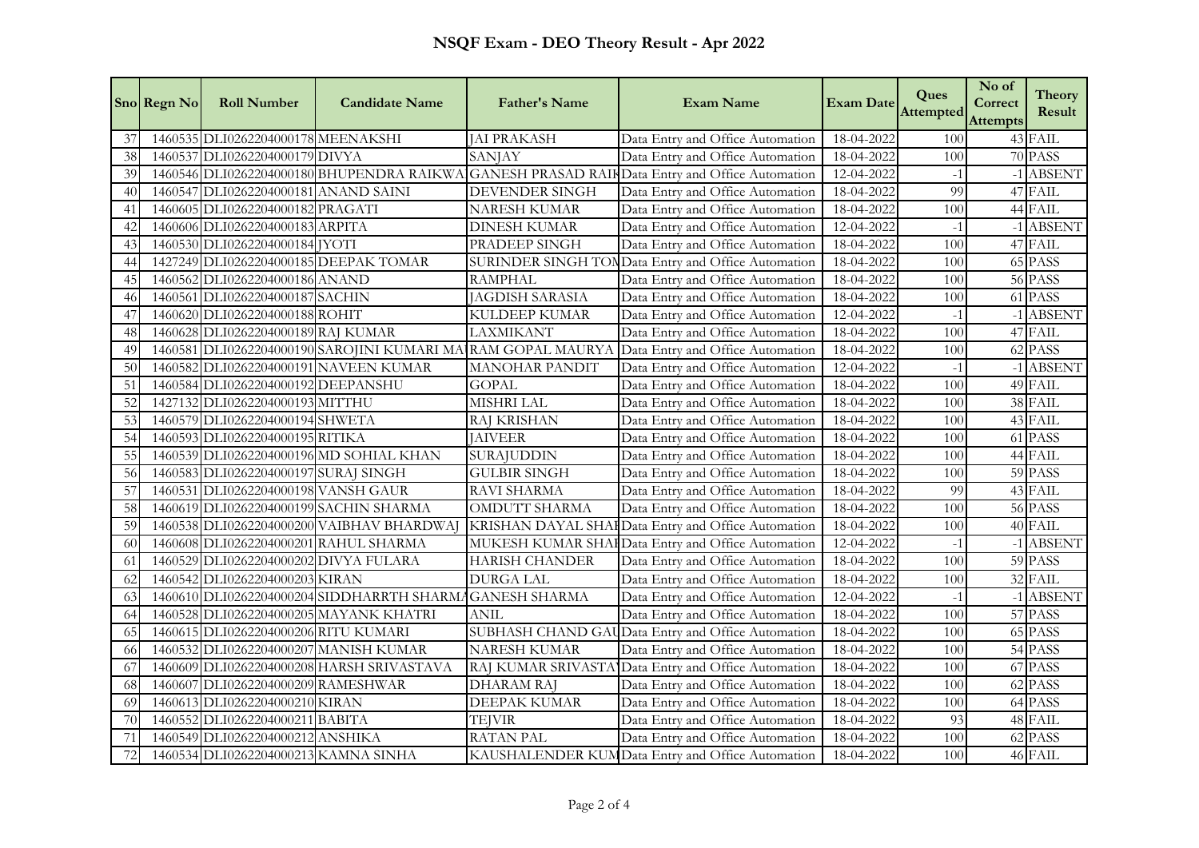# NSQF Exam - DEO Theory Result - Apr 2022

| Sno | Regn No | Roll Number | Candidate Name | Father's Name | Exam Name | Exam Date | Ques Attempted | No of Correct Attempts | Theory Result |
|---|---|---|---|---|---|---|---|---|---|
| 37 | 1460535 | DLI0262204000178 | MEENAKSHI | JAI PRAKASH | Data Entry and Office Automation | 18-04-2022 | 100 | 43 | FAIL |
| 38 | 1460537 | DLI0262204000179 | DIVYA | SANJAY | Data Entry and Office Automation | 18-04-2022 | 100 | 70 | PASS |
| 39 | 1460546 | DLI0262204000180 | BHUPENDRA RAIKWA | GANESH PRASAD RAIK | Data Entry and Office Automation | 12-04-2022 | -1 | -1 | ABSENT |
| 40 | 1460547 | DLI0262204000181 | ANAND SAINI | DEVENDER SINGH | Data Entry and Office Automation | 18-04-2022 | 99 | 47 | FAIL |
| 41 | 1460605 | DLI0262204000182 | PRAGATI | NARESH KUMAR | Data Entry and Office Automation | 18-04-2022 | 100 | 44 | FAIL |
| 42 | 1460606 | DLI0262204000183 | ARPITA | DINESH KUMAR | Data Entry and Office Automation | 12-04-2022 | -1 | -1 | ABSENT |
| 43 | 1460530 | DLI0262204000184 | JYOTI | PRADEEP SINGH | Data Entry and Office Automation | 18-04-2022 | 100 | 47 | FAIL |
| 44 | 1427249 | DLI0262204000185 | DEEPAK TOMAR | SURINDER SINGH TOM | Data Entry and Office Automation | 18-04-2022 | 100 | 65 | PASS |
| 45 | 1460562 | DLI0262204000186 | ANAND | RAMPHAL | Data Entry and Office Automation | 18-04-2022 | 100 | 56 | PASS |
| 46 | 1460561 | DLI0262204000187 | SACHIN | JAGDISH SARASIA | Data Entry and Office Automation | 18-04-2022 | 100 | 61 | PASS |
| 47 | 1460620 | DLI0262204000188 | ROHIT | KULDEEP KUMAR | Data Entry and Office Automation | 12-04-2022 | -1 | -1 | ABSENT |
| 48 | 1460628 | DLI0262204000189 | RAJ KUMAR | LAXMIKANT | Data Entry and Office Automation | 18-04-2022 | 100 | 47 | FAIL |
| 49 | 1460581 | DLI0262204000190 | SAROJINI KUMARI MA | RAM GOPAL MAURYA | Data Entry and Office Automation | 18-04-2022 | 100 | 62 | PASS |
| 50 | 1460582 | DLI0262204000191 | NAVEEN KUMAR | MANOHAR PANDIT | Data Entry and Office Automation | 12-04-2022 | -1 | -1 | ABSENT |
| 51 | 1460584 | DLI0262204000192 | DEEPANSHU | GOPAL | Data Entry and Office Automation | 18-04-2022 | 100 | 49 | FAIL |
| 52 | 1427132 | DLI0262204000193 | MITTHU | MISHRI LAL | Data Entry and Office Automation | 18-04-2022 | 100 | 38 | FAIL |
| 53 | 1460579 | DLI0262204000194 | SHWETA | RAJ KRISHAN | Data Entry and Office Automation | 18-04-2022 | 100 | 43 | FAIL |
| 54 | 1460593 | DLI0262204000195 | RITIKA | JAIVEER | Data Entry and Office Automation | 18-04-2022 | 100 | 61 | PASS |
| 55 | 1460539 | DLI0262204000196 | MD SOHIAL KHAN | SURAJUDDIN | Data Entry and Office Automation | 18-04-2022 | 100 | 44 | FAIL |
| 56 | 1460583 | DLI0262204000197 | SURAJ SINGH | GULBIR SINGH | Data Entry and Office Automation | 18-04-2022 | 100 | 59 | PASS |
| 57 | 1460531 | DLI0262204000198 | VANSH GAUR | RAVI SHARMA | Data Entry and Office Automation | 18-04-2022 | 99 | 43 | FAIL |
| 58 | 1460619 | DLI0262204000199 | SACHIN SHARMA | OMDUTT SHARMA | Data Entry and Office Automation | 18-04-2022 | 100 | 56 | PASS |
| 59 | 1460538 | DLI0262204000200 | VAIBHAV BHARDWAJ | KRISHAN DAYAL SHAI | Data Entry and Office Automation | 18-04-2022 | 100 | 40 | FAIL |
| 60 | 1460608 | DLI0262204000201 | RAHUL SHARMA | MUKESH KUMAR SHAI | Data Entry and Office Automation | 12-04-2022 | -1 | -1 | ABSENT |
| 61 | 1460529 | DLI0262204000202 | DIVYA FULARA | HARISH CHANDER | Data Entry and Office Automation | 18-04-2022 | 100 | 59 | PASS |
| 62 | 1460542 | DLI0262204000203 | KIRAN | DURGA LAL | Data Entry and Office Automation | 18-04-2022 | 100 | 32 | FAIL |
| 63 | 1460610 | DLI0262204000204 | SIDDHARRTH SHARMA | GANESH SHARMA | Data Entry and Office Automation | 12-04-2022 | -1 | -1 | ABSENT |
| 64 | 1460528 | DLI0262204000205 | MAYANK KHATRI | ANIL | Data Entry and Office Automation | 18-04-2022 | 100 | 57 | PASS |
| 65 | 1460615 | DLI0262204000206 | RITU KUMARI | SUBHASH CHAND GAU | Data Entry and Office Automation | 18-04-2022 | 100 | 65 | PASS |
| 66 | 1460532 | DLI0262204000207 | MANISH KUMAR | NARESH KUMAR | Data Entry and Office Automation | 18-04-2022 | 100 | 54 | PASS |
| 67 | 1460609 | DLI0262204000208 | HARSH SRIVASTAVA | RAJ KUMAR SRIVASTA | Data Entry and Office Automation | 18-04-2022 | 100 | 67 | PASS |
| 68 | 1460607 | DLI0262204000209 | RAMESHWAR | DHARAM RAJ | Data Entry and Office Automation | 18-04-2022 | 100 | 62 | PASS |
| 69 | 1460613 | DLI0262204000210 | KIRAN | DEEPAK KUMAR | Data Entry and Office Automation | 18-04-2022 | 100 | 64 | PASS |
| 70 | 1460552 | DLI0262204000211 | BABITA | TEJVIR | Data Entry and Office Automation | 18-04-2022 | 93 | 48 | FAIL |
| 71 | 1460549 | DLI0262204000212 | ANSHIKA | RATAN PAL | Data Entry and Office Automation | 18-04-2022 | 100 | 62 | PASS |
| 72 | 1460534 | DLI0262204000213 | KAMNA SINHA | KAUSHALENDER KUM | Data Entry and Office Automation | 18-04-2022 | 100 | 46 | FAIL |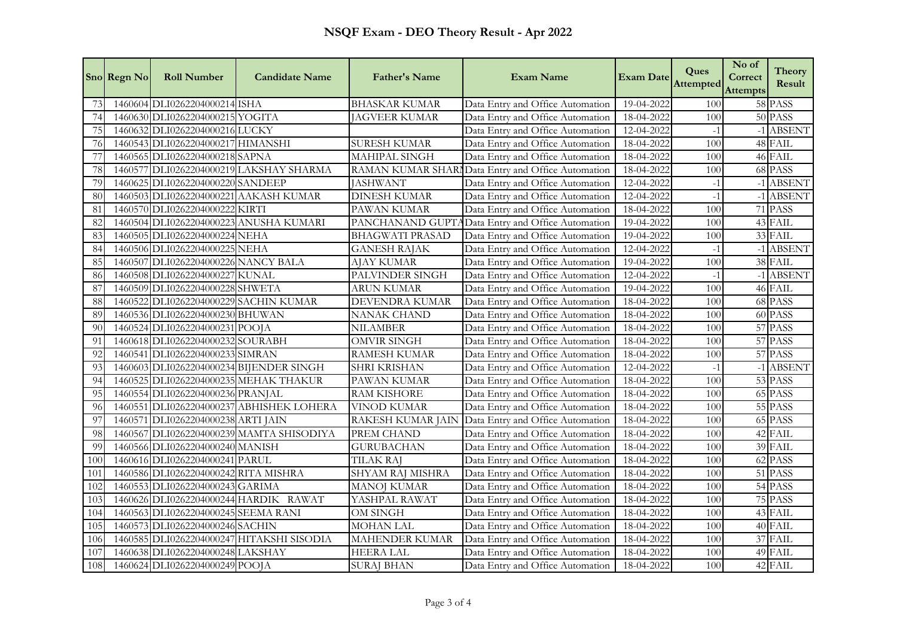# NSQF Exam - DEO Theory Result - Apr 2022

| Sno | Regn No | Roll Number | Candidate Name | Father's Name | Exam Name | Exam Date | Ques Attempted | No of Correct Attempts | Theory Result |
|---|---|---|---|---|---|---|---|---|---|
| 73 | 1460604 | DLI0262204000214 | ISHA | BHASKAR KUMAR | Data Entry and Office Automation | 19-04-2022 | 100 | 58 | PASS |
| 74 | 1460630 | DLI0262204000215 | YOGITA | JAGVEER KUMAR | Data Entry and Office Automation | 18-04-2022 | 100 | 50 | PASS |
| 75 | 1460632 | DLI0262204000216 | LUCKY | | Data Entry and Office Automation | 12-04-2022 | -1 | -1 | ABSENT |
| 76 | 1460543 | DLI0262204000217 | HIMANSHI | SURESH KUMAR | Data Entry and Office Automation | 18-04-2022 | 100 | 48 | FAIL |
| 77 | 1460565 | DLI0262204000218 | SAPNA | MAHIPAL SINGH | Data Entry and Office Automation | 18-04-2022 | 100 | 46 | FAIL |
| 78 | 1460577 | DLI0262204000219 | LAKSHAY SHARMA | RAMAN KUMAR SHARI | Data Entry and Office Automation | 18-04-2022 | 100 | 68 | PASS |
| 79 | 1460625 | DLI0262204000220 | SANDEEP | JASHWANT | Data Entry and Office Automation | 12-04-2022 | -1 | -1 | ABSENT |
| 80 | 1460503 | DLI0262204000221 | AAKASH KUMAR | DINESH KUMAR | Data Entry and Office Automation | 12-04-2022 | -1 | -1 | ABSENT |
| 81 | 1460570 | DLI0262204000222 | KIRTI | PAWAN KUMAR | Data Entry and Office Automation | 18-04-2022 | 100 | 71 | PASS |
| 82 | 1460504 | DLI0262204000223 | ANUSHA KUMARI | PANCHANAND GUPTA | Data Entry and Office Automation | 19-04-2022 | 100 | 43 | FAIL |
| 83 | 1460505 | DLI0262204000224 | NEHA | BHAGWATI PRASAD | Data Entry and Office Automation | 19-04-2022 | 100 | 33 | FAIL |
| 84 | 1460506 | DLI0262204000225 | NEHA | GANESH RAJAK | Data Entry and Office Automation | 12-04-2022 | -1 | -1 | ABSENT |
| 85 | 1460507 | DLI0262204000226 | NANCY BALA | AJAY KUMAR | Data Entry and Office Automation | 19-04-2022 | 100 | 38 | FAIL |
| 86 | 1460508 | DLI0262204000227 | KUNAL | PALVINDER SINGH | Data Entry and Office Automation | 12-04-2022 | -1 | -1 | ABSENT |
| 87 | 1460509 | DLI0262204000228 | SHWETA | ARUN KUMAR | Data Entry and Office Automation | 19-04-2022 | 100 | 46 | FAIL |
| 88 | 1460522 | DLI0262204000229 | SACHIN KUMAR | DEVENDRA KUMAR | Data Entry and Office Automation | 18-04-2022 | 100 | 68 | PASS |
| 89 | 1460536 | DLI0262204000230 | BHUWAN | NANAK CHAND | Data Entry and Office Automation | 18-04-2022 | 100 | 60 | PASS |
| 90 | 1460524 | DLI0262204000231 | POOJA | NILAMBER | Data Entry and Office Automation | 18-04-2022 | 100 | 57 | PASS |
| 91 | 1460618 | DLI0262204000232 | SOURABH | OMVIR SINGH | Data Entry and Office Automation | 18-04-2022 | 100 | 57 | PASS |
| 92 | 1460541 | DLI0262204000233 | SIMRAN | RAMESH KUMAR | Data Entry and Office Automation | 18-04-2022 | 100 | 57 | PASS |
| 93 | 1460603 | DLI0262204000234 | BIJENDER SINGH | SHRI KRISHAN | Data Entry and Office Automation | 12-04-2022 | -1 | -1 | ABSENT |
| 94 | 1460525 | DLI0262204000235 | MEHAK THAKUR | PAWAN KUMAR | Data Entry and Office Automation | 18-04-2022 | 100 | 53 | PASS |
| 95 | 1460554 | DLI0262204000236 | PRANJAL | RAM KISHORE | Data Entry and Office Automation | 18-04-2022 | 100 | 65 | PASS |
| 96 | 1460551 | DLI0262204000237 | ABHISHEK LOHERA | VINOD KUMAR | Data Entry and Office Automation | 18-04-2022 | 100 | 55 | PASS |
| 97 | 1460571 | DLI0262204000238 | ARTI JAIN | RAKESH KUMAR JAIN | Data Entry and Office Automation | 18-04-2022 | 100 | 65 | PASS |
| 98 | 1460567 | DLI0262204000239 | MAMTA SHISODIYA | PREM CHAND | Data Entry and Office Automation | 18-04-2022 | 100 | 42 | FAIL |
| 99 | 1460566 | DLI0262204000240 | MANISH | GURUBACHAN | Data Entry and Office Automation | 18-04-2022 | 100 | 39 | FAIL |
| 100 | 1460616 | DLI0262204000241 | PARUL | TILAK RAJ | Data Entry and Office Automation | 18-04-2022 | 100 | 62 | PASS |
| 101 | 1460586 | DLI0262204000242 | RITA MISHRA | SHYAM RAJ MISHRA | Data Entry and Office Automation | 18-04-2022 | 100 | 51 | PASS |
| 102 | 1460553 | DLI0262204000243 | GARIMA | MANOJ KUMAR | Data Entry and Office Automation | 18-04-2022 | 100 | 54 | PASS |
| 103 | 1460626 | DLI0262204000244 | HARDIK RAWAT | YASHPAL RAWAT | Data Entry and Office Automation | 18-04-2022 | 100 | 75 | PASS |
| 104 | 1460563 | DLI0262204000245 | SEEMA RANI | OM SINGH | Data Entry and Office Automation | 18-04-2022 | 100 | 43 | FAIL |
| 105 | 1460573 | DLI0262204000246 | SACHIN | MOHAN LAL | Data Entry and Office Automation | 18-04-2022 | 100 | 40 | FAIL |
| 106 | 1460585 | DLI0262204000247 | HITAKSHI SISODIA | MAHENDER KUMAR | Data Entry and Office Automation | 18-04-2022 | 100 | 37 | FAIL |
| 107 | 1460638 | DLI0262204000248 | LAKSHAY | HEERA LAL | Data Entry and Office Automation | 18-04-2022 | 100 | 49 | FAIL |
| 108 | 1460624 | DLI0262204000249 | POOJA | SURAJ BHAN | Data Entry and Office Automation | 18-04-2022 | 100 | 42 | FAIL |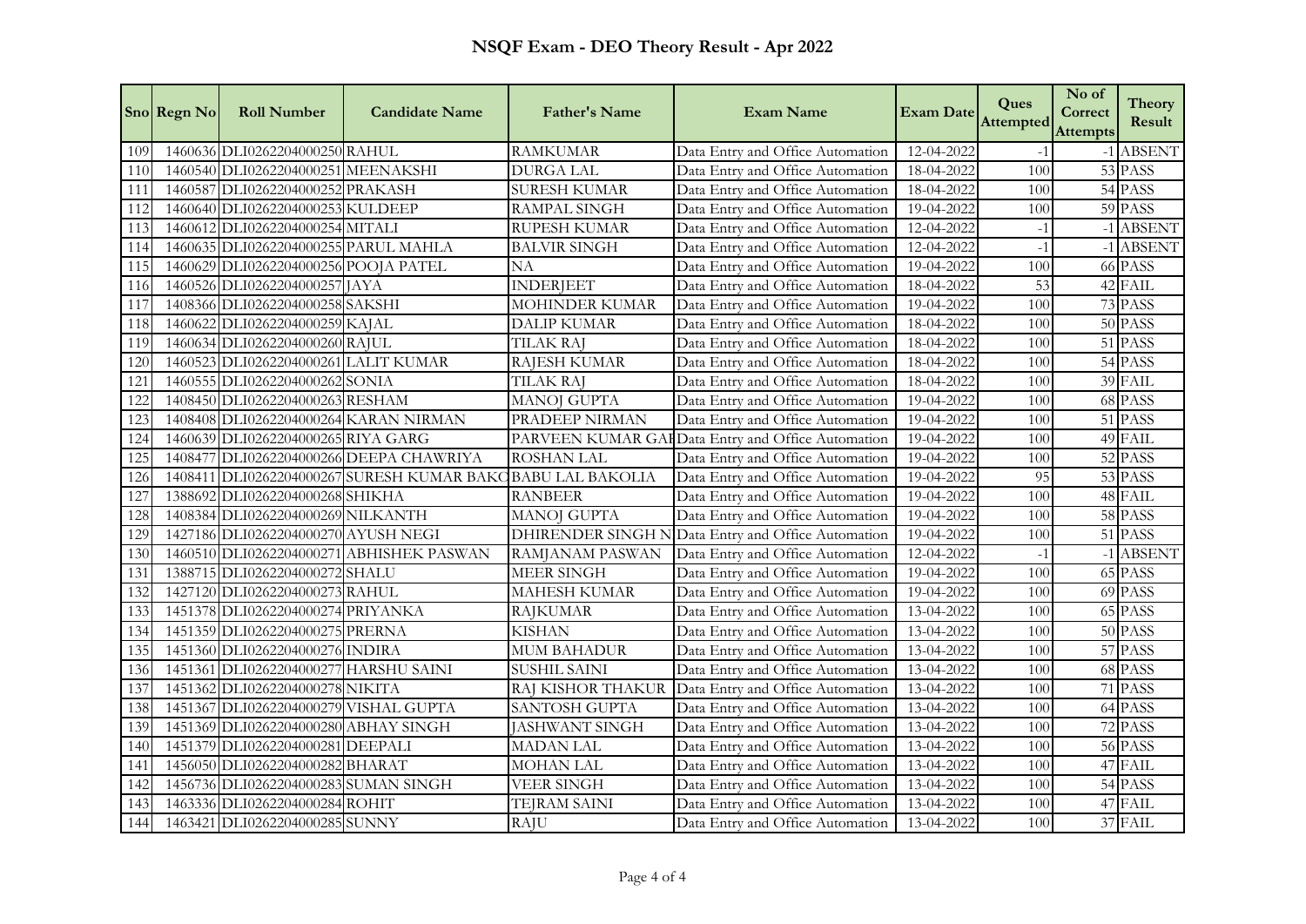# NSQF Exam - DEO Theory Result - Apr 2022

| Sno | Regn No | Roll Number | Candidate Name | Father's Name | Exam Name | Exam Date | Ques Attempted | No of Correct Attempts | Theory Result |
|---|---|---|---|---|---|---|---|---|---|
| 109 | 1460636 | DLI0262204000250 | RAHUL | RAMKUMAR | Data Entry and Office Automation | 12-04-2022 | -1 | -1 | ABSENT |
| 110 | 1460540 | DLI0262204000251 | MEENAKSHI | DURGA LAL | Data Entry and Office Automation | 18-04-2022 | 100 | 53 | PASS |
| 111 | 1460587 | DLI0262204000252 | PRAKASH | SURESH KUMAR | Data Entry and Office Automation | 18-04-2022 | 100 | 54 | PASS |
| 112 | 1460640 | DLI0262204000253 | KULDEEP | RAMPAL SINGH | Data Entry and Office Automation | 19-04-2022 | 100 | 59 | PASS |
| 113 | 1460612 | DLI0262204000254 | MITALI | RUPESH KUMAR | Data Entry and Office Automation | 12-04-2022 | -1 | -1 | ABSENT |
| 114 | 1460635 | DLI0262204000255 | PARUL MAHLA | BALVIR SINGH | Data Entry and Office Automation | 12-04-2022 | -1 | -1 | ABSENT |
| 115 | 1460629 | DLI0262204000256 | POOJA PATEL | NA | Data Entry and Office Automation | 19-04-2022 | 100 | 66 | PASS |
| 116 | 1460526 | DLI0262204000257 | JAYA | INDERJEET | Data Entry and Office Automation | 18-04-2022 | 53 | 42 | FAIL |
| 117 | 1408366 | DLI0262204000258 | SAKSHI | MOHINDER KUMAR | Data Entry and Office Automation | 19-04-2022 | 100 | 73 | PASS |
| 118 | 1460622 | DLI0262204000259 | KAJAL | DALIP KUMAR | Data Entry and Office Automation | 18-04-2022 | 100 | 50 | PASS |
| 119 | 1460634 | DLI0262204000260 | RAJUL | TILAK RAJ | Data Entry and Office Automation | 18-04-2022 | 100 | 51 | PASS |
| 120 | 1460523 | DLI0262204000261 | LALIT KUMAR | RAJESH KUMAR | Data Entry and Office Automation | 18-04-2022 | 100 | 54 | PASS |
| 121 | 1460555 | DLI0262204000262 | SONIA | TILAK RAJ | Data Entry and Office Automation | 18-04-2022 | 100 | 39 | FAIL |
| 122 | 1408450 | DLI0262204000263 | RESHAM | MANOJ GUPTA | Data Entry and Office Automation | 19-04-2022 | 100 | 68 | PASS |
| 123 | 1408408 | DLI0262204000264 | KARAN NIRMAN | PRADEEP NIRMAN | Data Entry and Office Automation | 19-04-2022 | 100 | 51 | PASS |
| 124 | 1460639 | DLI0262204000265 | RIYA GARG | PARVEEN KUMAR GAI | Data Entry and Office Automation | 19-04-2022 | 100 | 49 | FAIL |
| 125 | 1408477 | DLI0262204000266 | DEEPA CHAWRIYA | ROSHAN LAL | Data Entry and Office Automation | 19-04-2022 | 100 | 52 | PASS |
| 126 | 1408411 | DLI0262204000267 | SURESH KUMAR BAKO | BABU LAL BAKOLIA | Data Entry and Office Automation | 19-04-2022 | 95 | 53 | PASS |
| 127 | 1388692 | DLI0262204000268 | SHIKHA | RANBEER | Data Entry and Office Automation | 19-04-2022 | 100 | 48 | FAIL |
| 128 | 1408384 | DLI0262204000269 | NILKANTH | MANOJ GUPTA | Data Entry and Office Automation | 19-04-2022 | 100 | 58 | PASS |
| 129 | 1427186 | DLI0262204000270 | AYUSH NEGI | DHIRENDER SINGH N | Data Entry and Office Automation | 19-04-2022 | 100 | 51 | PASS |
| 130 | 1460510 | DLI0262204000271 | ABHISHEK PASWAN | RAMJANAM PASWAN | Data Entry and Office Automation | 12-04-2022 | -1 | -1 | ABSENT |
| 131 | 1388715 | DLI0262204000272 | SHALU | MEER SINGH | Data Entry and Office Automation | 19-04-2022 | 100 | 65 | PASS |
| 132 | 1427120 | DLI0262204000273 | RAHUL | MAHESH KUMAR | Data Entry and Office Automation | 19-04-2022 | 100 | 69 | PASS |
| 133 | 1451378 | DLI0262204000274 | PRIYANKA | RAJKUMAR | Data Entry and Office Automation | 13-04-2022 | 100 | 65 | PASS |
| 134 | 1451359 | DLI0262204000275 | PRERNA | KISHAN | Data Entry and Office Automation | 13-04-2022 | 100 | 50 | PASS |
| 135 | 1451360 | DLI0262204000276 | INDIRA | MUM BAHADUR | Data Entry and Office Automation | 13-04-2022 | 100 | 57 | PASS |
| 136 | 1451361 | DLI0262204000277 | HARSHU SAINI | SUSHIL SAINI | Data Entry and Office Automation | 13-04-2022 | 100 | 68 | PASS |
| 137 | 1451362 | DLI0262204000278 | NIKITA | RAJ KISHOR THAKUR | Data Entry and Office Automation | 13-04-2022 | 100 | 71 | PASS |
| 138 | 1451367 | DLI0262204000279 | VISHAL GUPTA | SANTOSH GUPTA | Data Entry and Office Automation | 13-04-2022 | 100 | 64 | PASS |
| 139 | 1451369 | DLI0262204000280 | ABHAY SINGH | JASHWANT SINGH | Data Entry and Office Automation | 13-04-2022 | 100 | 72 | PASS |
| 140 | 1451379 | DLI0262204000281 | DEEPALI | MADAN LAL | Data Entry and Office Automation | 13-04-2022 | 100 | 56 | PASS |
| 141 | 1456050 | DLI0262204000282 | BHARAT | MOHAN LAL | Data Entry and Office Automation | 13-04-2022 | 100 | 47 | FAIL |
| 142 | 1456736 | DLI0262204000283 | SUMAN SINGH | VEER SINGH | Data Entry and Office Automation | 13-04-2022 | 100 | 54 | PASS |
| 143 | 1463336 | DLI0262204000284 | ROHIT | TEJRAM SAINI | Data Entry and Office Automation | 13-04-2022 | 100 | 47 | FAIL |
| 144 | 1463421 | DLI0262204000285 | SUNNY | RAJU | Data Entry and Office Automation | 13-04-2022 | 100 | 37 | FAIL |